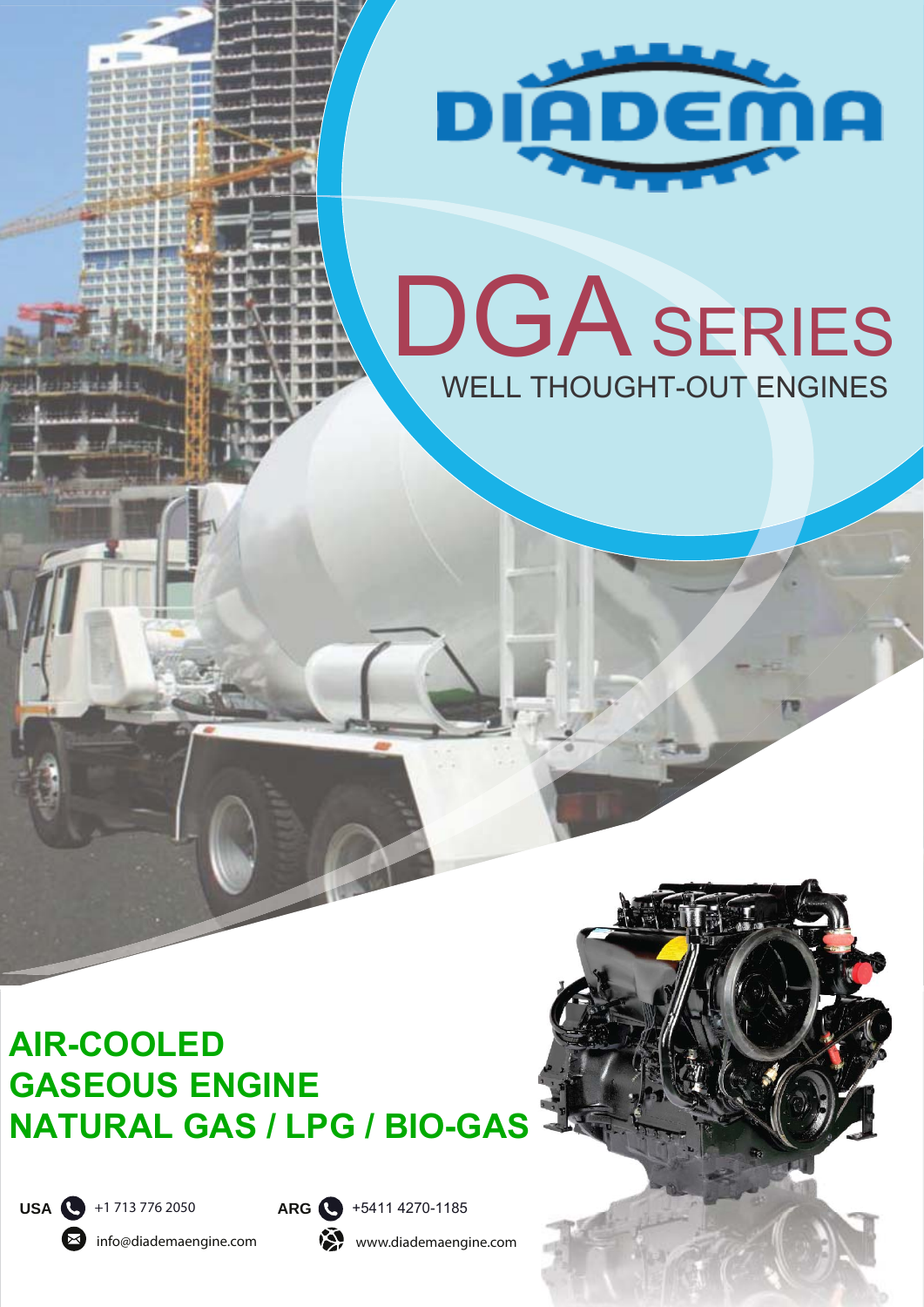# DIADEMA

# DGA SERIES

WELL THOUGHT-OUT ENGINES

## AIR-COOLED GASEOUS ENGINE NATURAL GAS / LPG / BIO-GAS

USA +1 713 776 2050

ARG +5411 4270-1185

info@diademaengine.com

www.diademaengine.com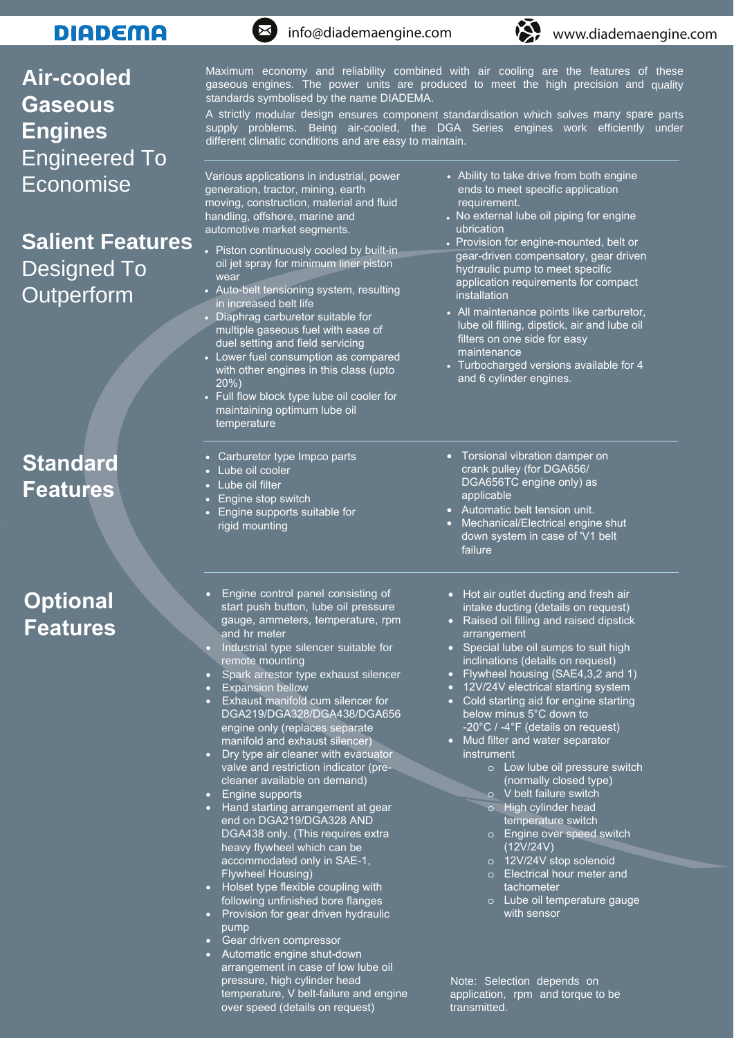# Air-cooled Gaseous Engines Engineered To Economise

Maximum economy and reliability combined with air cooling are the features of these gaseous engines. The power units are produced to meet the high precision and quality standards symbolised by the name DIADEMA.

A strictly modular design ensures component standardisation which solves many spare parts supply problems. Being air-cooled, the DGA Series engines work efficiently under different climatic conditions and are easy to maintain.

## Salient Features Designed To Outperform

Various applications in industrial, power generation, tractor, mining, earth moving, construction, material and fluid handling, offshore, marine and automotive market segments.

- Piston continuously cooled by built-in oil jet spray for minimum liner piston wear
- Auto-belt tensioning system, resulting in increased belt life
- Diaphrag carburetor suitable for multiple gaseous fuel with ease of duel setting and field servicing
- Lower fuel consumption as compared with other engines in this class (upto 20%)
- Full flow block type lube oil cooler for maintaining optimum lube oil temperature
- Ability to take drive from both engine ends to meet specific application requirement.
- No external lube oil piping for engine ubrication
- Provision for engine-mounted, belt or gear-driven compensatory, gear driven hydraulic pump to meet specific application requirements for compact installation
- All maintenance points like carburetor, lube oil filling, dipstick, air and lube oil filters on one side for easy maintenance
- Turbocharged versions available for 4 and 6 cylinder engines.

## Standard Features

- Carburetor type Impco parts
- Lube oil cooler
- Lube oil filter
- Engine stop switch
- Engine supports suitable for rigid mounting
- Torsional vibration damper on crank pulley (for DGA656/ DGA656TC engine only) as applicable
- Automatic belt tension unit.
- Mechanical/Electrical engine shut down system in case of 'V1 belt failure

## Optional Features

- Engine control panel consisting of start push button, lube oil pressure gauge, ammeters, temperature, rpm and hr meter
- Industrial type silencer suitable for remote mounting
- Spark arrestor type exhaust silencer
- Expansion bellow
- Exhaust manifold cum silencer for DGA219/DGA328/DGA438/DGA656 engine only (replaces separate manifold and exhaust silencer)
- Dry type air cleaner with evacuator valve and restriction indicator (pre-cleaner available on demand)
- Engine supports
- Hand starting arrangement at gear end on DGA219/DGA328 AND DGA438 only. (This requires extra heavy flywheel which can be accommodated only in SAE-1, Flywheel Housing)
- Holset type flexible coupling with following unfinished bore flanges
- Provision for gear driven hydraulic pump
- Gear driven compressor
- Automatic engine shut-down arrangement in case of low lube oil pressure, high cylinder head temperature, V belt-failure and engine over speed (details on request)
- Hot air outlet ducting and fresh air intake ducting (details on request)
- Raised oil filling and raised dipstick arrangement
- Special lube oil sumps to suit high inclinations (details on request)
- Flywheel housing (SAE4,3,2 and 1)
- 12V/24V electrical starting system
- Cold starting aid for engine starting below minus 5°C down to -20°C / -4°F (details on request)
- Mud filter and water separator instrument
    - Low lube oil pressure switch (normally closed type)
    - V belt failure switch
    - High cylinder head temperature switch
    - Engine over speed switch (12V/24V)
    - 12V/24V stop solenoid
    - Electrical hour meter and tachometer
    - Lube oil temperature gauge with sensor

Note: Selection depends on application, rpm and torque to be transmitted.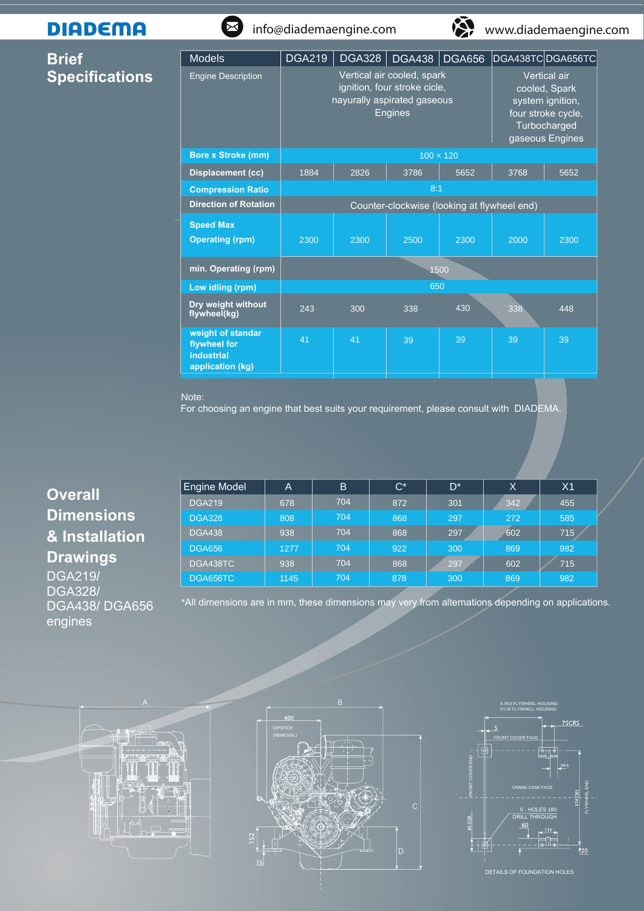DIADEMA info@diademaengine.com www.diademaengine.com

## Brief Specifications

| Models | DGA219 | DGA328 | DGA438 | DGA656 | DGA438TC | DGA656TC |
|---|---|---|---|---|---|---|
| Engine Description | Vertical air cooled, spark ignition, four stroke cicle, nayurally aspirated gaseous Engines | | | | Vertical air cooled, Spark system ignition, four stroke cycle, Turbocharged gaseous Engines | |
| **Bore x Stroke (mm)** | 100 × 120 | | | | | |
| **Displacement (cc)** | 1884 | 2826 | 3786 | 5652 | 3768 | 5652 |
| **Compression Ratio** | 8:1 | | | | | |
| **Direction of Rotation** | Counter-clockwise (looking at flywheel end) | | | | | |
| **Speed Max Operating (rpm)** | 2300 | 2300 | 2500 | 2300 | 2000 | 2300 |
| **min. Operating (rpm)** | 1500 | | | | | |
| **Low idling (rpm)** | 650 | | | | | |
| **Dry weight without flywheel(kg)** | 243 | 300 | 338 | 430 | 338 | 448 |
| **weight of standar flywheel for industrial application (kg)** | 41 | 41 | 39 | 39 | 39 | 39 |

Note:
For choosing an engine that best suits your requirement, please consult with DIADEMA.

## Overall Dimensions & Installation Drawings

DGA219/ DGA328/ DGA438/ DGA656 engines

| Engine Model | A | B | C* | D* | X | X1 |
|---|---|---|---|---|---|---|
| DGA219 | 678 | 704 | 872 | 301 | 342 | 455 |
| DGA328 | 808 | 704 | 868 | 297 | 272 | 585 |
| DGA438 | 938 | 704 | 868 | 297 | 602 | 715 |
| DGA656 | 1277 | 704 | 922 | 300 | 869 | 982 |
| DGA438TC | 938 | 704 | 868 | 297 | 602 | 715 |
| DGA656TC | 1145 | 704 | 878 | 300 | 869 | 982 |

*All dimensions are in mm, these dimensions may very from alternations depending on applications.

A

B
400
DIPSTICK (REMOVAL)
C
D
152
15

X-WO FLYWHEEL HOUSING
X1-W FLYWHELL HOUSING
5
75CRS
FRONT COVER FACE
24.5
FRONT COVER END
CRANK CASE FACE
574CRS
FLYWHEEL END
6 - HOLES 180 DRILL THROUGH
60
80 SQR
115
20
DETAILS OF FOUNDATION HOLES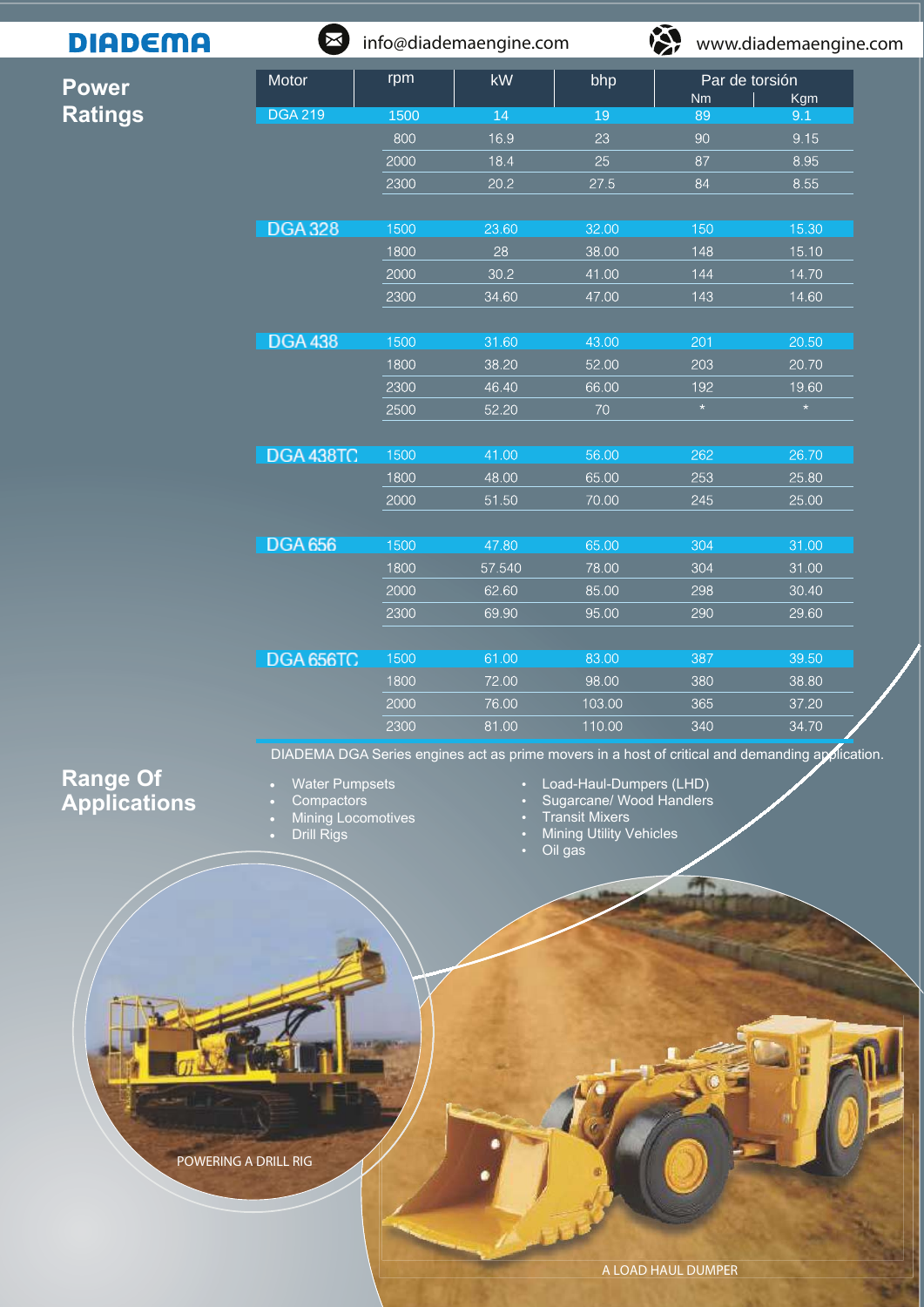**DIADEMA** info@diademaengine.com www.diademaengine.com

## Power Ratings

| Motor | rpm | kW | bhp | Par de torsión | |
|---|---|---|---|---|---|
| | | | | Nm | Kgm |
| DGA 219 | 1500 | 14 | 19 | 89 | 9.1 |
| | 800 | 16.9 | 23 | 90 | 9.15 |
| | 2000 | 18.4 | 25 | 87 | 8.95 |
| | 2300 | 20.2 | 27.5 | 84 | 8.55 |
| DGA 328 | 1500 | 23.60 | 32.00 | 150 | 15.30 |
| | 1800 | 28 | 38.00 | 148 | 15.10 |
| | 2000 | 30.2 | 41.00 | 144 | 14.70 |
| | 2300 | 34.60 | 47.00 | 143 | 14.60 |
| DGA 438 | 1500 | 31.60 | 43.00 | 201 | 20.50 |
| | 1800 | 38.20 | 52.00 | 203 | 20.70 |
| | 2300 | 46.40 | 66.00 | 192 | 19.60 |
| | 2500 | 52.20 | 70 | * | * |
| DGA 438TC | 1500 | 41.00 | 56.00 | 262 | 26.70 |
| | 1800 | 48.00 | 65.00 | 253 | 25.80 |
| | 2000 | 51.50 | 70.00 | 245 | 25.00 |
| DGA 656 | 1500 | 47.80 | 65.00 | 304 | 31.00 |
| | 1800 | 57.540 | 78.00 | 304 | 31.00 |
| | 2000 | 62.60 | 85.00 | 298 | 30.40 |
| | 2300 | 69.90 | 95.00 | 290 | 29.60 |
| DGA 656TC | 1500 | 61.00 | 83.00 | 387 | 39.50 |
| | 1800 | 72.00 | 98.00 | 380 | 38.80 |
| | 2000 | 76.00 | 103.00 | 365 | 37.20 |
| | 2300 | 81.00 | 110.00 | 340 | 34.70 |

## Range Of Applications

DIADEMA DGA Series engines act as prime movers in a host of critical and demanding application.

- Water Pumpsets
- Compactors
- Mining Locomotives
- Drill Rigs
- Load-Haul-Dumpers (LHD)
- Sugarcane/ Wood Handlers
- Transit Mixers
- Mining Utility Vehicles
- Oil gas

POWERING A DRILL RIG

A LOAD HAUL DUMPER